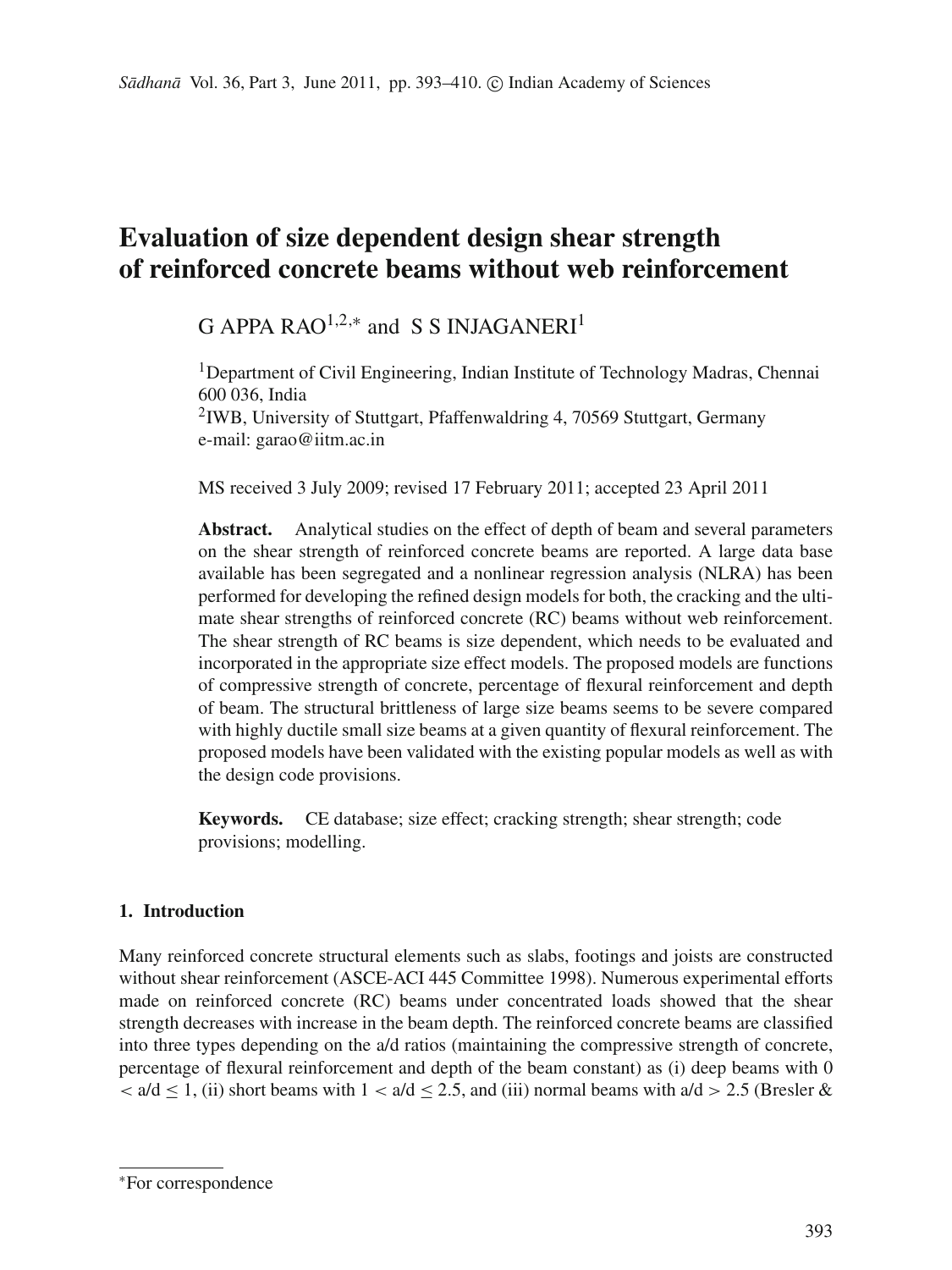# Evaluation of size dependent design shear strength of reinforced concrete beams without web reinforcement

G APPA RAO[1,2,*] and S S INJAGANERI[1]

[1]Department of Civil Engineering, Indian Institute of Technology Madras, Chennai 600 036, India

[2]IWB, University of Stuttgart, Pfaffenwaldring 4, 70569 Stuttgart, Germany

e-mail: garao@iitm.ac.in

MS received 3 July 2009; revised 17 February 2011; accepted 23 April 2011

**Abstract.** Analytical studies on the effect of depth of beam and several parameters on the shear strength of reinforced concrete beams are reported. A large data base available has been segregated and a nonlinear regression analysis (NLRA) has been performed for developing the refined design models for both, the cracking and the ultimate shear strengths of reinforced concrete (RC) beams without web reinforcement. The shear strength of RC beams is size dependent, which needs to be evaluated and incorporated in the appropriate size effect models. The proposed models are functions of compressive strength of concrete, percentage of flexural reinforcement and depth of beam. The structural brittleness of large size beams seems to be severe compared with highly ductile small size beams at a given quantity of flexural reinforcement. The proposed models have been validated with the existing popular models as well as with the design code provisions.

**Keywords.** CE database; size effect; cracking strength; shear strength; code provisions; modelling.

## 1. Introduction

Many reinforced concrete structural elements such as slabs, footings and joists are constructed without shear reinforcement (ASCE-ACI 445 Committee 1998). Numerous experimental efforts made on reinforced concrete (RC) beams under concentrated loads showed that the shear strength decreases with increase in the beam depth. The reinforced concrete beams are classified into three types depending on the a/d ratios (maintaining the compressive strength of concrete, percentage of flexural reinforcement and depth of the beam constant) as (i) deep beams with $0 < a/d \leq 1$, (ii) short beams with $1 < a/d \leq 2.5$, and (iii) normal beams with $a/d > 2.5$ (Bresler &

*For correspondence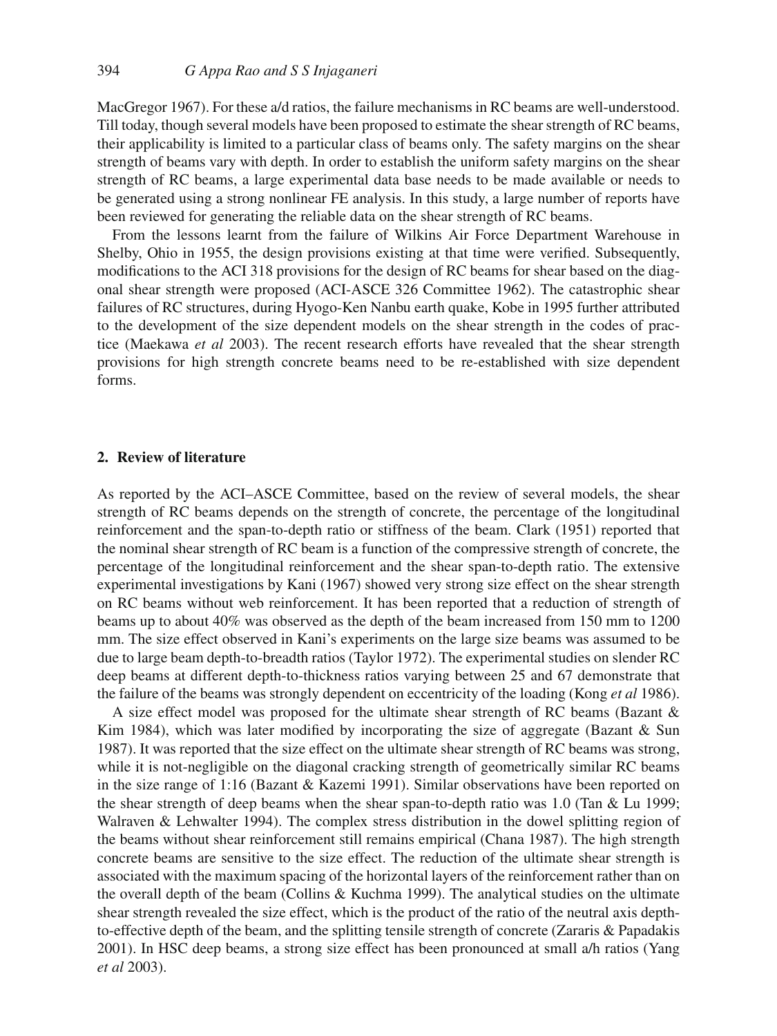MacGregor 1967). For these a/d ratios, the failure mechanisms in RC beams are well-understood. Till today, though several models have been proposed to estimate the shear strength of RC beams, their applicability is limited to a particular class of beams only. The safety margins on the shear strength of beams vary with depth. In order to establish the uniform safety margins on the shear strength of RC beams, a large experimental data base needs to be made available or needs to be generated using a strong nonlinear FE analysis. In this study, a large number of reports have been reviewed for generating the reliable data on the shear strength of RC beams.

From the lessons learnt from the failure of Wilkins Air Force Department Warehouse in Shelby, Ohio in 1955, the design provisions existing at that time were verified. Subsequently, modifications to the ACI 318 provisions for the design of RC beams for shear based on the diagonal shear strength were proposed (ACI-ASCE 326 Committee 1962). The catastrophic shear failures of RC structures, during Hyogo-Ken Nanbu earth quake, Kobe in 1995 further attributed to the development of the size dependent models on the shear strength in the codes of practice (Maekawa *et al* 2003). The recent research efforts have revealed that the shear strength provisions for high strength concrete beams need to be re-established with size dependent forms.

## 2. Review of literature

As reported by the ACI–ASCE Committee, based on the review of several models, the shear strength of RC beams depends on the strength of concrete, the percentage of the longitudinal reinforcement and the span-to-depth ratio or stiffness of the beam. Clark (1951) reported that the nominal shear strength of RC beam is a function of the compressive strength of concrete, the percentage of the longitudinal reinforcement and the shear span-to-depth ratio. The extensive experimental investigations by Kani (1967) showed very strong size effect on the shear strength on RC beams without web reinforcement. It has been reported that a reduction of strength of beams up to about 40% was observed as the depth of the beam increased from 150 mm to 1200 mm. The size effect observed in Kani's experiments on the large size beams was assumed to be due to large beam depth-to-breadth ratios (Taylor 1972). The experimental studies on slender RC deep beams at different depth-to-thickness ratios varying between 25 and 67 demonstrate that the failure of the beams was strongly dependent on eccentricity of the loading (Kong *et al* 1986).

A size effect model was proposed for the ultimate shear strength of RC beams (Bazant & Kim 1984), which was later modified by incorporating the size of aggregate (Bazant & Sun 1987). It was reported that the size effect on the ultimate shear strength of RC beams was strong, while it is not-negligible on the diagonal cracking strength of geometrically similar RC beams in the size range of 1:16 (Bazant & Kazemi 1991). Similar observations have been reported on the shear strength of deep beams when the shear span-to-depth ratio was 1.0 (Tan & Lu 1999; Walraven & Lehwalter 1994). The complex stress distribution in the dowel splitting region of the beams without shear reinforcement still remains empirical (Chana 1987). The high strength concrete beams are sensitive to the size effect. The reduction of the ultimate shear strength is associated with the maximum spacing of the horizontal layers of the reinforcement rather than on the overall depth of the beam (Collins & Kuchma 1999). The analytical studies on the ultimate shear strength revealed the size effect, which is the product of the ratio of the neutral axis depth-to-effective depth of the beam, and the splitting tensile strength of concrete (Zararis & Papadakis 2001). In HSC deep beams, a strong size effect has been pronounced at small a/h ratios (Yang *et al* 2003).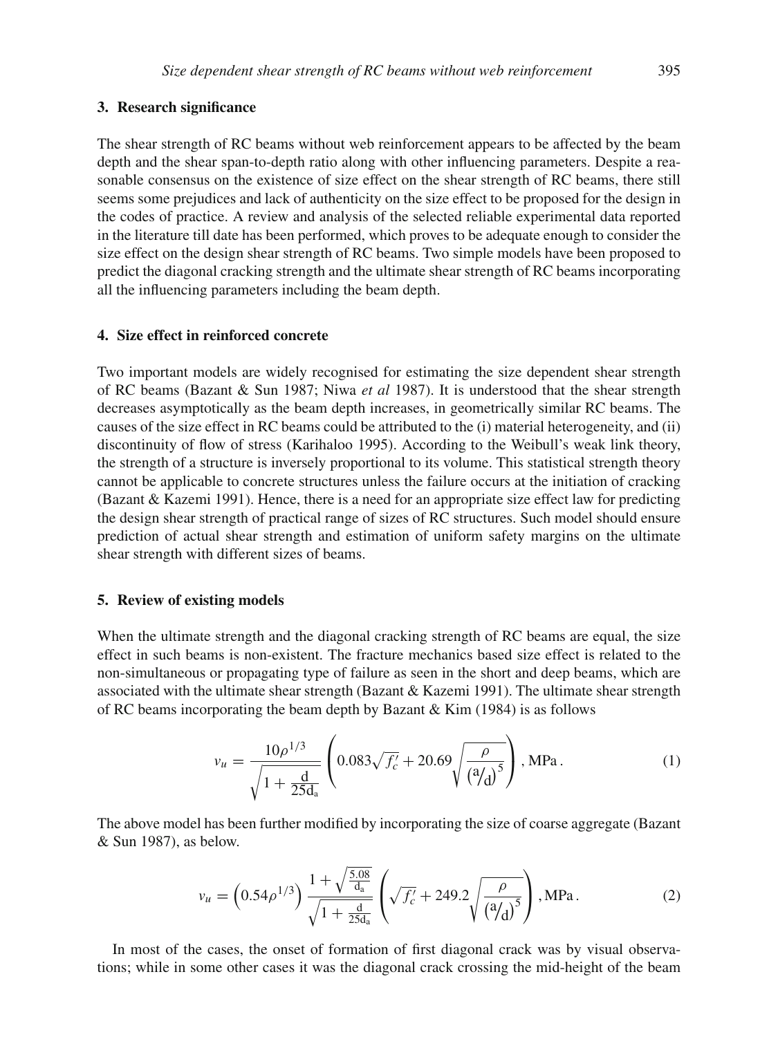## 3. Research significance

The shear strength of RC beams without web reinforcement appears to be affected by the beam depth and the shear span-to-depth ratio along with other influencing parameters. Despite a reasonable consensus on the existence of size effect on the shear strength of RC beams, there still seems some prejudices and lack of authenticity on the size effect to be proposed for the design in the codes of practice. A review and analysis of the selected reliable experimental data reported in the literature till date has been performed, which proves to be adequate enough to consider the size effect on the design shear strength of RC beams. Two simple models have been proposed to predict the diagonal cracking strength and the ultimate shear strength of RC beams incorporating all the influencing parameters including the beam depth.

## 4. Size effect in reinforced concrete

Two important models are widely recognised for estimating the size dependent shear strength of RC beams (Bazant & Sun 1987; Niwa *et al* 1987). It is understood that the shear strength decreases asymptotically as the beam depth increases, in geometrically similar RC beams. The causes of the size effect in RC beams could be attributed to the (i) material heterogeneity, and (ii) discontinuity of flow of stress (Karihaloo 1995). According to the Weibull's weak link theory, the strength of a structure is inversely proportional to its volume. This statistical strength theory cannot be applicable to concrete structures unless the failure occurs at the initiation of cracking (Bazant & Kazemi 1991). Hence, there is a need for an appropriate size effect law for predicting the design shear strength of practical range of sizes of RC structures. Such model should ensure prediction of actual shear strength and estimation of uniform safety margins on the ultimate shear strength with different sizes of beams.

## 5. Review of existing models

When the ultimate strength and the diagonal cracking strength of RC beams are equal, the size effect in such beams is non-existent. The fracture mechanics based size effect is related to the non-simultaneous or propagating type of failure as seen in the short and deep beams, which are associated with the ultimate shear strength (Bazant & Kazemi 1991). The ultimate shear strength of RC beams incorporating the beam depth by Bazant & Kim (1984) is as follows

$$v_u = \frac{10\rho^{1/3}}{\sqrt{1+\frac{\mathrm{d}}{25\mathrm{d_a}}}}\left(0.083\sqrt{f_c'} + 20.69\sqrt{\frac{\rho}{\left(^{\mathrm{a}}/_{\mathrm{d}}\right)^5}}\right), \mathrm{MPa}. \tag{1}$$

The above model has been further modified by incorporating the size of coarse aggregate (Bazant & Sun 1987), as below.

$$v_u = \left(0.54\rho^{1/3}\right)\frac{1+\sqrt{\frac{5.08}{\mathrm{d_a}}}}{\sqrt{1+\frac{\mathrm{d}}{25\mathrm{d_a}}}}\left(\sqrt{f_c'} + 249.2\sqrt{\frac{\rho}{\left(^{\mathrm{a}}/_{\mathrm{d}}\right)^5}}\right), \mathrm{MPa}. \tag{2}$$

In most of the cases, the onset of formation of first diagonal crack was by visual observations; while in some other cases it was the diagonal crack crossing the mid-height of the beam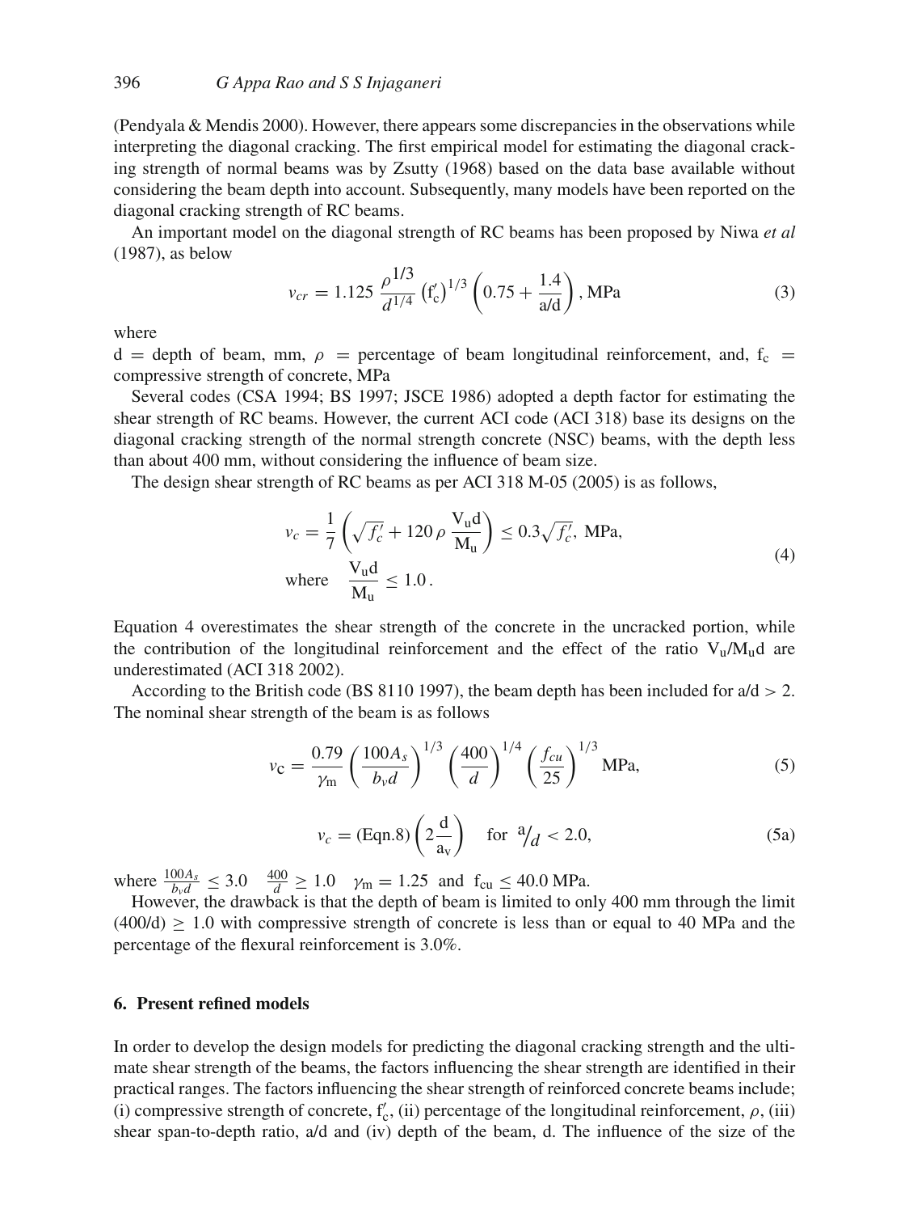(Pendyala & Mendis 2000). However, there appears some discrepancies in the observations while interpreting the diagonal cracking. The first empirical model for estimating the diagonal cracking strength of normal beams was by Zsutty (1968) based on the data base available without considering the beam depth into account. Subsequently, many models have been reported on the diagonal cracking strength of RC beams.

An important model on the diagonal strength of RC beams has been proposed by Niwa *et al* (1987), as below

$$v_{cr} = 1.125\,\frac{\rho^{1/3}}{d^{1/4}}\left(\mathrm{f}_c'\right)^{1/3}\left(0.75 + \frac{1.4}{\mathrm{a/d}}\right), \mathrm{MPa} \tag{3}$$

where

d = depth of beam, mm, $\rho$ = percentage of beam longitudinal reinforcement, and, $\mathrm{f_c}$ = compressive strength of concrete, MPa

Several codes (CSA 1994; BS 1997; JSCE 1986) adopted a depth factor for estimating the shear strength of RC beams. However, the current ACI code (ACI 318) base its designs on the diagonal cracking strength of the normal strength concrete (NSC) beams, with the depth less than about 400 mm, without considering the influence of beam size.

The design shear strength of RC beams as per ACI 318 M-05 (2005) is as follows,

$$v_c = \frac{1}{7}\left(\sqrt{f_c'} + 120\,\rho\,\frac{\mathrm{V_u d}}{\mathrm{M_u}}\right) \le 0.3\sqrt{f_c'},\ \mathrm{MPa}, \quad \text{where} \quad \frac{\mathrm{V_u d}}{\mathrm{M_u}} \le 1.0\,. \tag{4}$$

Equation 4 overestimates the shear strength of the concrete in the uncracked portion, while the contribution of the longitudinal reinforcement and the effect of the ratio $\mathrm{V_u/M_u d}$ are underestimated (ACI 318 2002).

According to the British code (BS 8110 1997), the beam depth has been included for a/d > 2. The nominal shear strength of the beam is as follows

$$v_\mathrm{C} = \frac{0.79}{\gamma_\mathrm{m}}\left(\frac{100A_s}{b_v d}\right)^{1/3}\left(\frac{400}{d}\right)^{1/4}\left(\frac{f_{cu}}{25}\right)^{1/3}\ \mathrm{MPa}, \tag{5}$$

$$v_c = (\mathrm{Eqn.8})\left(2\frac{\mathrm{d}}{\mathrm{a_v}}\right) \quad \text{for } {}^{\mathrm{a}}\!/_{d} < 2.0, \tag{5a}$$

where $\frac{100A_s}{b_v d} \le 3.0 \quad \frac{400}{d} \ge 1.0 \quad \gamma_\mathrm{m} = 1.25$ and $\mathrm{f_{cu}} \le 40.0$ MPa.

However, the drawback is that the depth of beam is limited to only 400 mm through the limit $(400/\mathrm{d}) \ge 1.0$ with compressive strength of concrete is less than or equal to 40 MPa and the percentage of the flexural reinforcement is 3.0%.

## 6. Present refined models

In order to develop the design models for predicting the diagonal cracking strength and the ultimate shear strength of the beams, the factors influencing the shear strength are identified in their practical ranges. The factors influencing the shear strength of reinforced concrete beams include; (i) compressive strength of concrete, $\mathrm{f_c'}$, (ii) percentage of the longitudinal reinforcement, $\rho$, (iii) shear span-to-depth ratio, a/d and (iv) depth of the beam, d. The influence of the size of the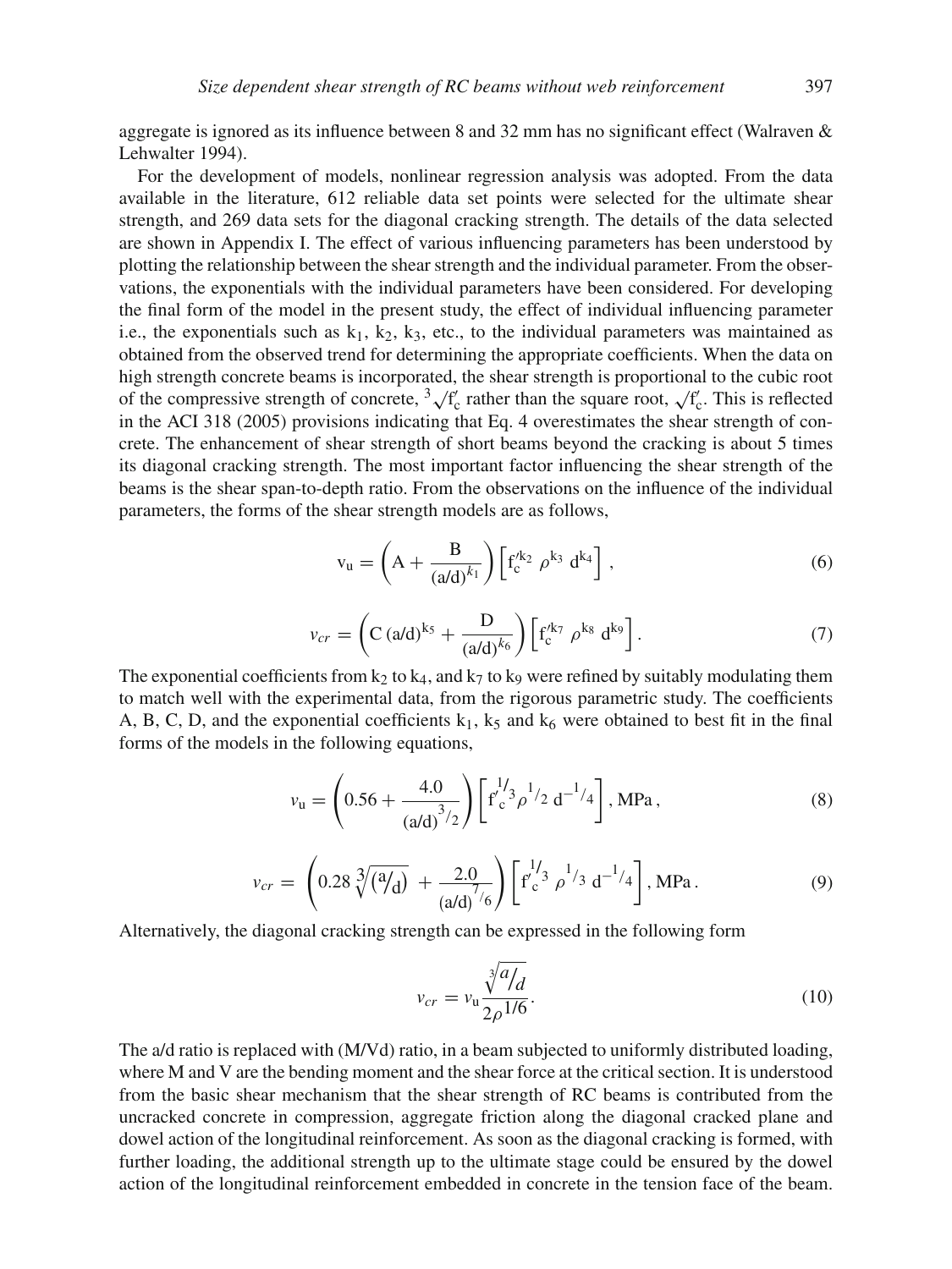aggregate is ignored as its influence between 8 and 32 mm has no significant effect (Walraven & Lehwalter 1994).

For the development of models, nonlinear regression analysis was adopted. From the data available in the literature, 612 reliable data set points were selected for the ultimate shear strength, and 269 data sets for the diagonal cracking strength. The details of the data selected are shown in Appendix I. The effect of various influencing parameters has been understood by plotting the relationship between the shear strength and the individual parameter. From the observations, the exponentials with the individual parameters have been considered. For developing the final form of the model in the present study, the effect of individual influencing parameter i.e., the exponentials such as $k_1$, $k_2$, $k_3$, etc., to the individual parameters was maintained as obtained from the observed trend for determining the appropriate coefficients. When the data on high strength concrete beams is incorporated, the shear strength is proportional to the cubic root of the compressive strength of concrete, $\sqrt[3]{f'_c}$ rather than the square root, $\sqrt{f'_c}$. This is reflected in the ACI 318 (2005) provisions indicating that Eq. 4 overestimates the shear strength of concrete. The enhancement of shear strength of short beams beyond the cracking is about 5 times its diagonal cracking strength. The most important factor influencing the shear strength of the beams is the shear span-to-depth ratio. From the observations on the influence of the individual parameters, the forms of the shear strength models are as follows,

$$v_u = \left( A + \frac{B}{(a/d)^{k_1}} \right) \left[ f_c'^{k_2} \, \rho^{k_3} \, d^{k_4} \right], \tag{6}$$

$$v_{cr} = \left( C\,(a/d)^{k_5} + \frac{D}{(a/d)^{k_6}} \right) \left[ f_c'^{k_7} \, \rho^{k_8} \, d^{k_9} \right]. \tag{7}$$

The exponential coefficients from $k_2$ to $k_4$, and $k_7$ to $k_9$ were refined by suitably modulating them to match well with the experimental data, from the rigorous parametric study. The coefficients A, B, C, D, and the exponential coefficients $k_1$, $k_5$ and $k_6$ were obtained to best fit in the final forms of the models in the following equations,

$$v_u = \left( 0.56 + \frac{4.0}{(a/d)^{3/2}} \right) \left[ f_c'^{1/3} \rho^{1/2} \, d^{-1/4} \right], \text{MPa}, \tag{8}$$

$$v_{cr} = \left( 0.28 \sqrt[3]{(a/d)} + \frac{2.0}{(a/d)^{7/6}} \right) \left[ f_c'^{1/3} \, \rho^{1/3} \, d^{-1/4} \right], \text{MPa}. \tag{9}$$

Alternatively, the diagonal cracking strength can be expressed in the following form

$$v_{cr} = v_u \frac{\sqrt[3]{a/d}}{2\rho^{1/6}}. \tag{10}$$

The a/d ratio is replaced with (M/Vd) ratio, in a beam subjected to uniformly distributed loading, where M and V are the bending moment and the shear force at the critical section. It is understood from the basic shear mechanism that the shear strength of RC beams is contributed from the uncracked concrete in compression, aggregate friction along the diagonal cracked plane and dowel action of the longitudinal reinforcement. As soon as the diagonal cracking is formed, with further loading, the additional strength up to the ultimate stage could be ensured by the dowel action of the longitudinal reinforcement embedded in concrete in the tension face of the beam.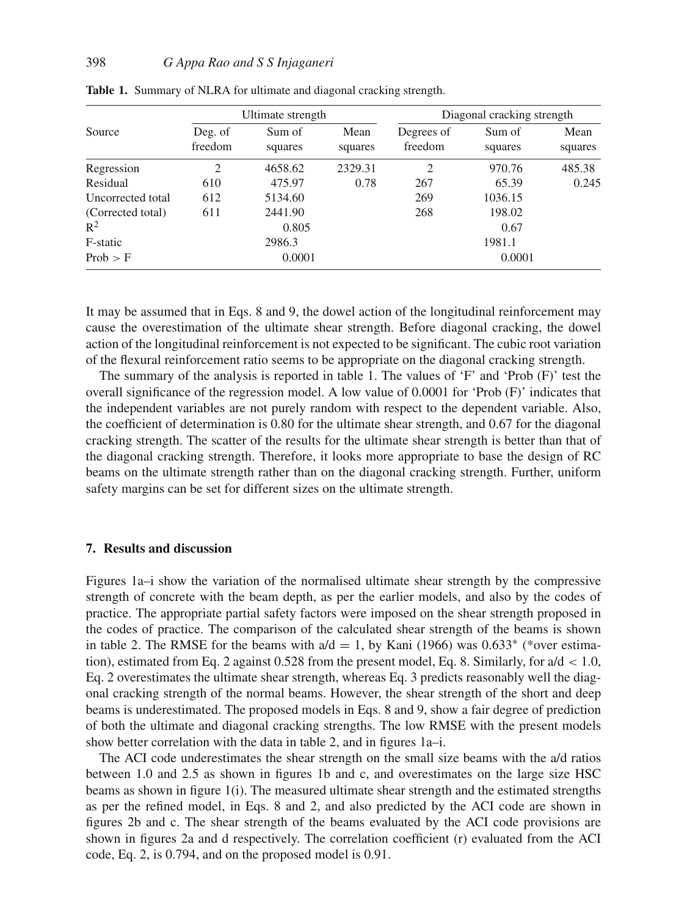**Table 1.** Summary of NLRA for ultimate and diagonal cracking strength.

| Source | Ultimate strength | | | Diagonal cracking strength | | |
|---|---|---|---|---|---|---|
| | Deg. of freedom | Sum of squares | Mean squares | Degrees of freedom | Sum of squares | Mean squares |
| Regression | 2 | 4658.62 | 2329.31 | 2 | 970.76 | 485.38 |
| Residual | 610 | 475.97 | 0.78 | 267 | 65.39 | 0.245 |
| Uncorrected total | 612 | 5134.60 | | 269 | 1036.15 | |
| (Corrected total) | 611 | 2441.90 | | 268 | 198.02 | |
| $R^2$ | | 0.805 | | | 0.67 | |
| F-static | | 2986.3 | | | 1981.1 | |
| Prob > F | | 0.0001 | | | 0.0001 | |

It may be assumed that in Eqs. 8 and 9, the dowel action of the longitudinal reinforcement may cause the overestimation of the ultimate shear strength. Before diagonal cracking, the dowel action of the longitudinal reinforcement is not expected to be significant. The cubic root variation of the flexural reinforcement ratio seems to be appropriate on the diagonal cracking strength.

The summary of the analysis is reported in table 1. The values of 'F' and 'Prob (F)' test the overall significance of the regression model. A low value of 0.0001 for 'Prob (F)' indicates that the independent variables are not purely random with respect to the dependent variable. Also, the coefficient of determination is 0.80 for the ultimate shear strength, and 0.67 for the diagonal cracking strength. The scatter of the results for the ultimate shear strength is better than that of the diagonal cracking strength. Therefore, it looks more appropriate to base the design of RC beams on the ultimate strength rather than on the diagonal cracking strength. Further, uniform safety margins can be set for different sizes on the ultimate strength.

## 7. Results and discussion

Figures 1a–i show the variation of the normalised ultimate shear strength by the compressive strength of concrete with the beam depth, as per the earlier models, and also by the codes of practice. The appropriate partial safety factors were imposed on the shear strength proposed in the codes of practice. The comparison of the calculated shear strength of the beams is shown in table 2. The RMSE for the beams with $a/d = 1$, by Kani (1966) was 0.633* (*over estimation), estimated from Eq. 2 against 0.528 from the present model, Eq. 8. Similarly, for $a/d < 1.0$, Eq. 2 overestimates the ultimate shear strength, whereas Eq. 3 predicts reasonably well the diagonal cracking strength of the normal beams. However, the shear strength of the short and deep beams is underestimated. The proposed models in Eqs. 8 and 9, show a fair degree of prediction of both the ultimate and diagonal cracking strengths. The low RMSE with the present models show better correlation with the data in table 2, and in figures 1a–i.

The ACI code underestimates the shear strength on the small size beams with the a/d ratios between 1.0 and 2.5 as shown in figures 1b and c, and overestimates on the large size HSC beams as shown in figure 1(i). The measured ultimate shear strength and the estimated strengths as per the refined model, in Eqs. 8 and 2, and also predicted by the ACI code are shown in figures 2b and c. The shear strength of the beams evaluated by the ACI code provisions are shown in figures 2a and d respectively. The correlation coefficient (r) evaluated from the ACI code, Eq. 2, is 0.794, and on the proposed model is 0.91.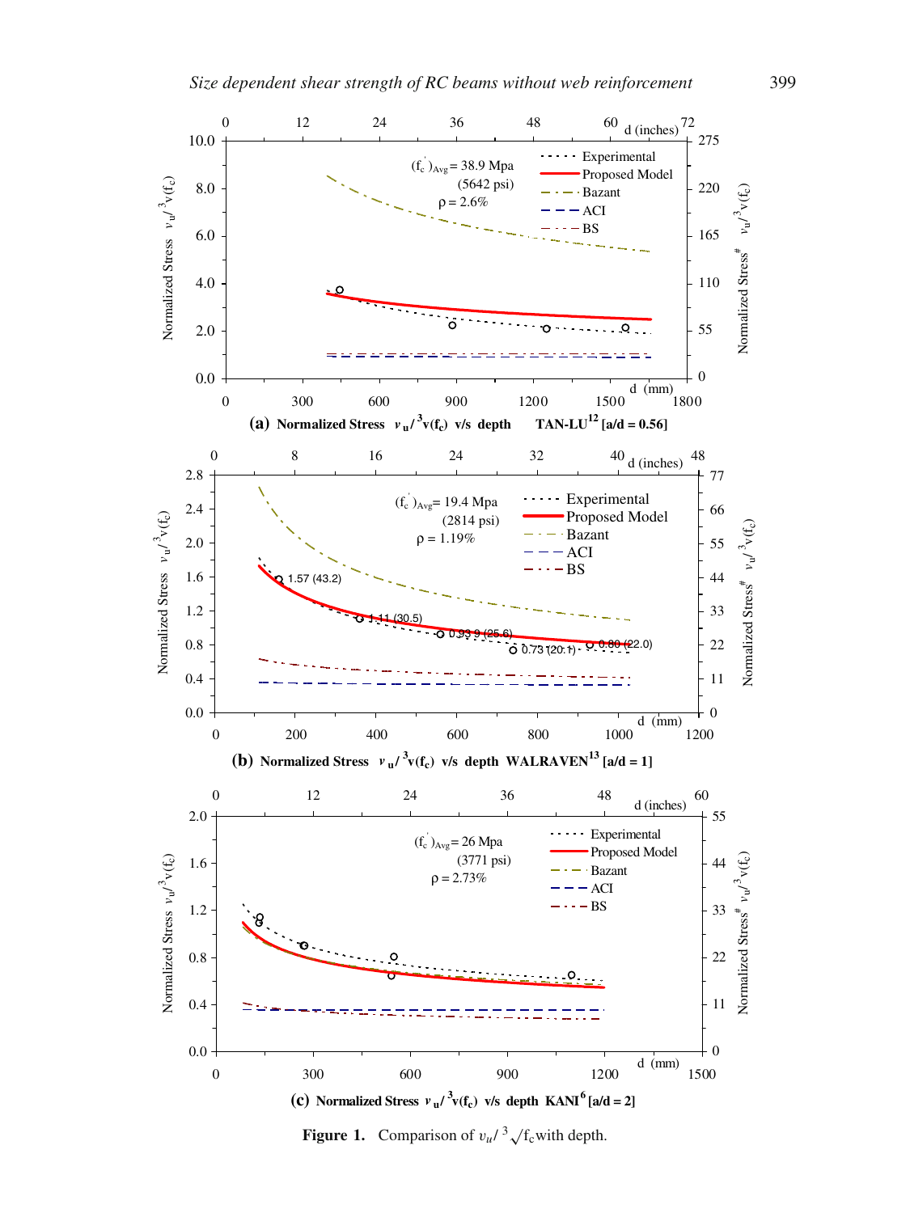(a) Normalized Stress $v_u/\sqrt[3]{f_c}$ v/s depth TAN-LU[12] [a/d = 0.56]

(b) Normalized Stress $v_u/\sqrt[3]{f_c}$ v/s depth WALRAVEN[13] [a/d = 1]

(c) Normalized Stress $v_u/\sqrt[3]{f_c}$ v/s depth KANI[6] [a/d = 2]

**Figure 1.** Comparison of $v_u/\sqrt[3]{f_c}$ with depth.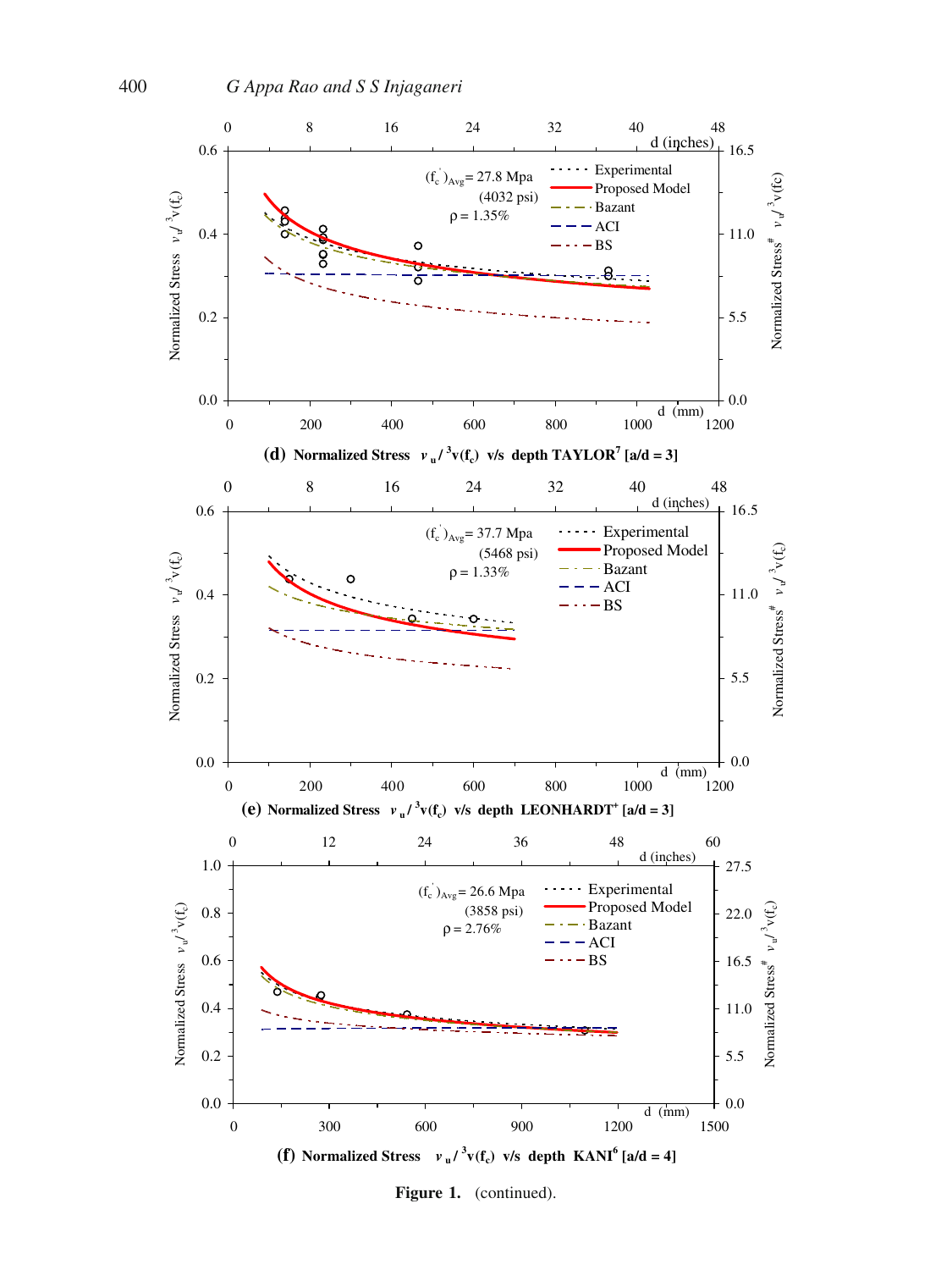(d) Normalized Stress $v_u / \sqrt[3]{f_c}$ v/s depth TAYLOR[7] [a/d = 3]

(e) Normalized Stress $v_u / \sqrt[3]{f_c}$ v/s depth LEONHARDT[+] [a/d = 3]

(f) Normalized Stress $v_u / \sqrt[3]{f_c}$ v/s depth KANI[6] [a/d = 4]

**Figure 1.** (continued).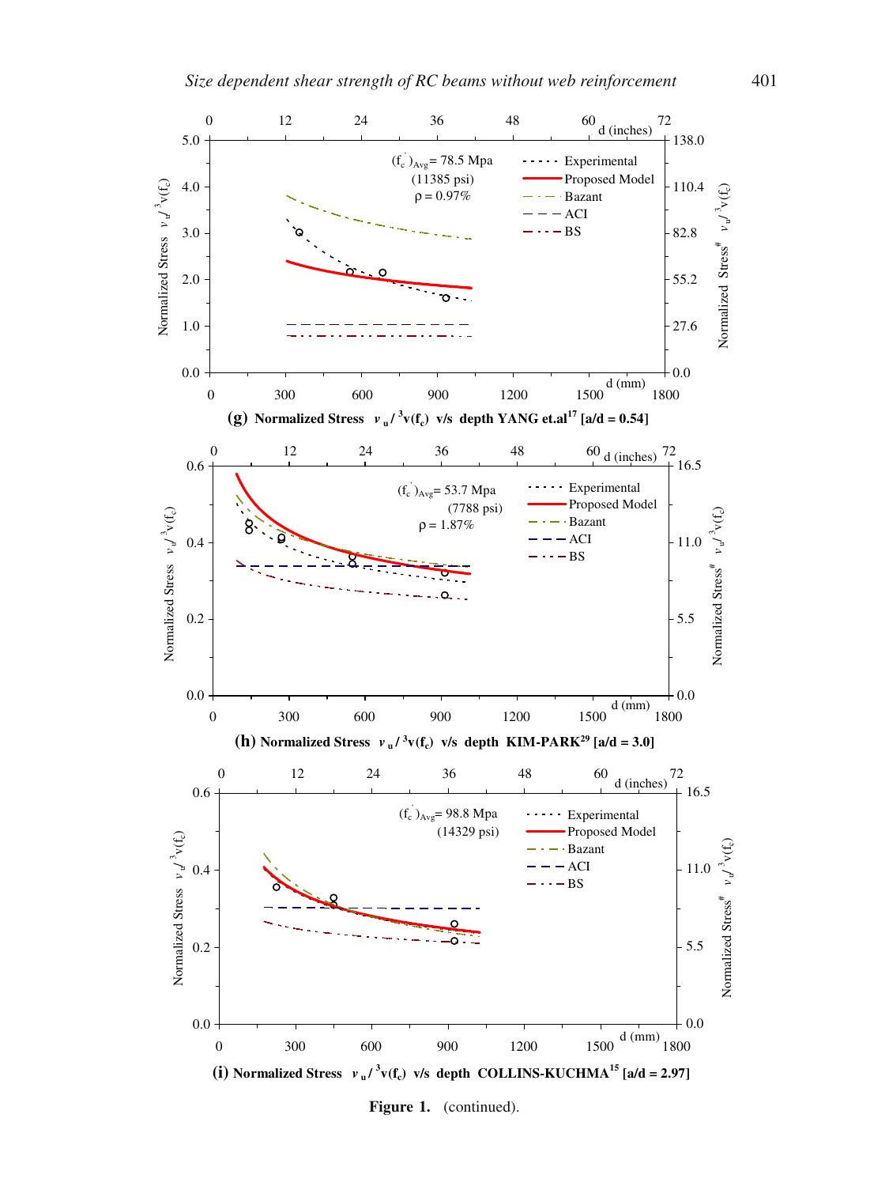(g) Normalized Stress $v_u / {}^3\sqrt{(f_c)}$ v/s depth YANG et.al[17] [a/d = 0.54]

(h) Normalized Stress $v_u / {}^3\sqrt{(f_c)}$ v/s depth KIM-PARK[29] [a/d = 3.0]

(i) Normalized Stress $v_u / {}^3\sqrt{(f_c)}$ v/s depth COLLINS-KUCHMA[15] [a/d = 2.97]

**Figure 1.** (continued).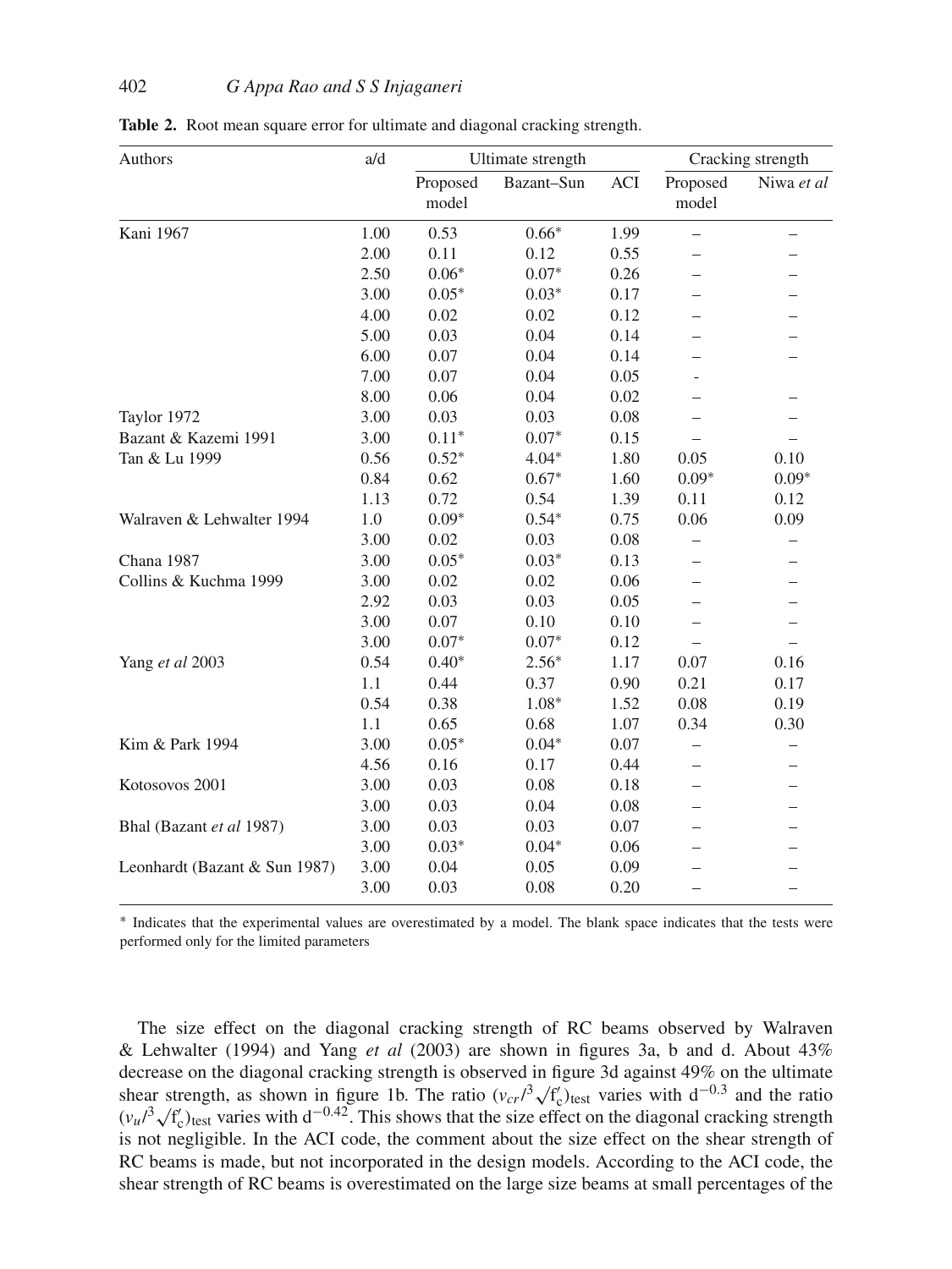**Table 2.** Root mean square error for ultimate and diagonal cracking strength.

| Authors | a/d | Ultimate strength | | | Cracking strength | |
|---|---|---|---|---|---|---|
| | | Proposed model | Bazant–Sun | ACI | Proposed model | Niwa *et al* |
| Kani 1967 | 1.00 | 0.53 | 0.66* | 1.99 | – | – |
| | 2.00 | 0.11 | 0.12 | 0.55 | – | – |
| | 2.50 | 0.06* | 0.07* | 0.26 | – | – |
| | 3.00 | 0.05* | 0.03* | 0.17 | – | – |
| | 4.00 | 0.02 | 0.02 | 0.12 | – | – |
| | 5.00 | 0.03 | 0.04 | 0.14 | – | – |
| | 6.00 | 0.07 | 0.04 | 0.14 | – | – |
| | 7.00 | 0.07 | 0.04 | 0.05 | - | |
| | 8.00 | 0.06 | 0.04 | 0.02 | – | – |
| Taylor 1972 | 3.00 | 0.03 | 0.03 | 0.08 | – | – |
| Bazant & Kazemi 1991 | 3.00 | 0.11* | 0.07* | 0.15 | – | – |
| Tan & Lu 1999 | 0.56 | 0.52* | 4.04* | 1.80 | 0.05 | 0.10 |
| | 0.84 | 0.62 | 0.67* | 1.60 | 0.09* | 0.09* |
| | 1.13 | 0.72 | 0.54 | 1.39 | 0.11 | 0.12 |
| Walraven & Lehwalter 1994 | 1.0 | 0.09* | 0.54* | 0.75 | 0.06 | 0.09 |
| | 3.00 | 0.02 | 0.03 | 0.08 | – | – |
| Chana 1987 | 3.00 | 0.05* | 0.03* | 0.13 | – | – |
| Collins & Kuchma 1999 | 3.00 | 0.02 | 0.02 | 0.06 | – | – |
| | 2.92 | 0.03 | 0.03 | 0.05 | – | – |
| | 3.00 | 0.07 | 0.10 | 0.10 | – | – |
| | 3.00 | 0.07* | 0.07* | 0.12 | – | – |
| Yang *et al* 2003 | 0.54 | 0.40* | 2.56* | 1.17 | 0.07 | 0.16 |
| | 1.1 | 0.44 | 0.37 | 0.90 | 0.21 | 0.17 |
| | 0.54 | 0.38 | 1.08* | 1.52 | 0.08 | 0.19 |
| | 1.1 | 0.65 | 0.68 | 1.07 | 0.34 | 0.30 |
| Kim & Park 1994 | 3.00 | 0.05* | 0.04* | 0.07 | – | – |
| | 4.56 | 0.16 | 0.17 | 0.44 | – | – |
| Kotosovos 2001 | 3.00 | 0.03 | 0.08 | 0.18 | – | – |
| | 3.00 | 0.03 | 0.04 | 0.08 | – | – |
| Bhal (Bazant *et al* 1987) | 3.00 | 0.03 | 0.03 | 0.07 | – | – |
| | 3.00 | 0.03* | 0.04* | 0.06 | – | – |
| Leonhardt (Bazant & Sun 1987) | 3.00 | 0.04 | 0.05 | 0.09 | – | – |
| | 3.00 | 0.03 | 0.08 | 0.20 | – | – |

* Indicates that the experimental values are overestimated by a model. The blank space indicates that the tests were performed only for the limited parameters

The size effect on the diagonal cracking strength of RC beams observed by Walraven & Lehwalter (1994) and Yang *et al* (2003) are shown in figures 3a, b and d. About 43% decrease on the diagonal cracking strength is observed in figure 3d against 49% on the ultimate shear strength, as shown in figure 1b. The ratio $(v_{cr}/\sqrt[3]{f'_c})_{\text{test}}$ varies with $d^{-0.3}$ and the ratio $(v_u/\sqrt[3]{f'_c})_{\text{test}}$ varies with $d^{-0.42}$. This shows that the size effect on the diagonal cracking strength is not negligible. In the ACI code, the comment about the size effect on the shear strength of RC beams is made, but not incorporated in the design models. According to the ACI code, the shear strength of RC beams is overestimated on the large size beams at small percentages of the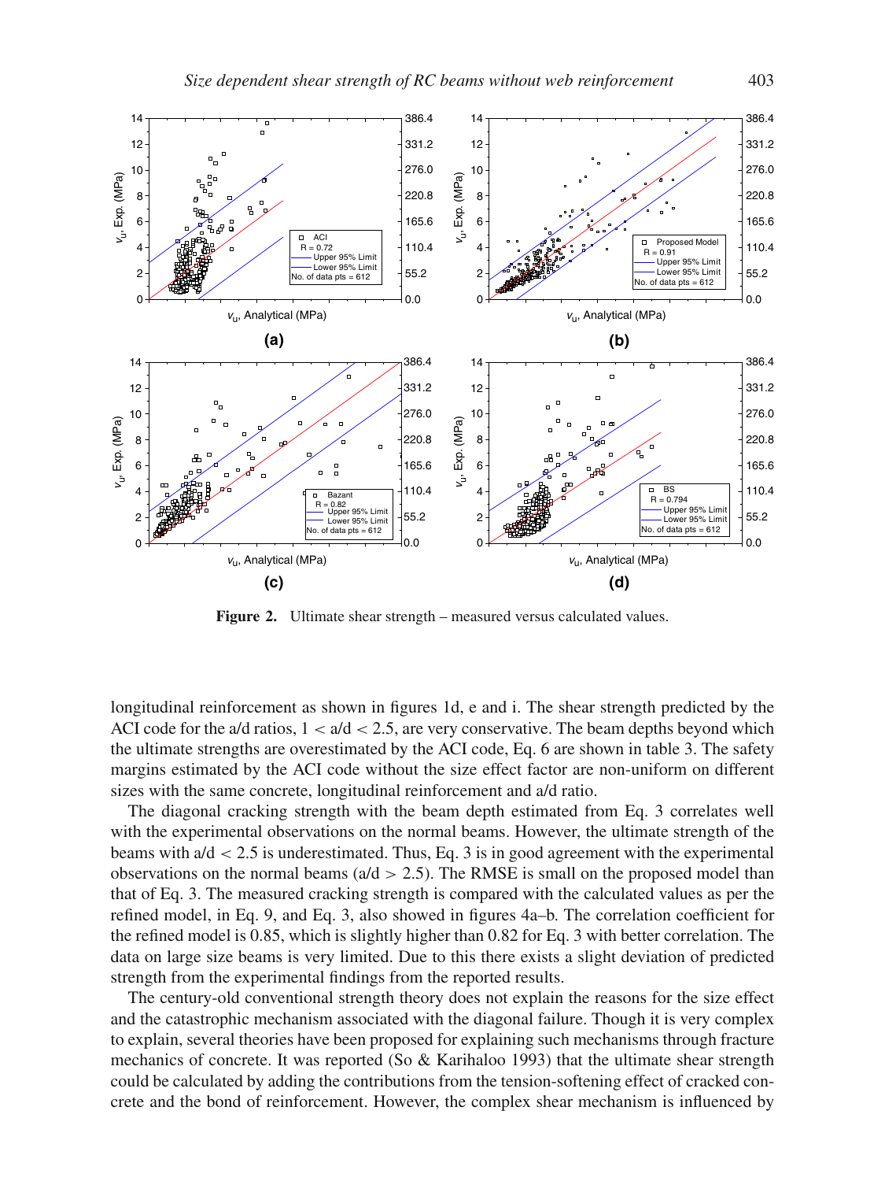Figure 2. Ultimate shear strength – measured versus calculated values.

longitudinal reinforcement as shown in figures 1d, e and i. The shear strength predicted by the ACI code for the a/d ratios, $1 < a/d < 2.5$, are very conservative. The beam depths beyond which the ultimate strengths are overestimated by the ACI code, Eq. 6 are shown in table 3. The safety margins estimated by the ACI code without the size effect factor are non-uniform on different sizes with the same concrete, longitudinal reinforcement and a/d ratio.

The diagonal cracking strength with the beam depth estimated from Eq. 3 correlates well with the experimental observations on the normal beams. However, the ultimate strength of the beams with $a/d < 2.5$ is underestimated. Thus, Eq. 3 is in good agreement with the experimental observations on the normal beams ($a/d > 2.5$). The RMSE is small on the proposed model than that of Eq. 3. The measured cracking strength is compared with the calculated values as per the refined model, in Eq. 9, and Eq. 3, also showed in figures 4a–b. The correlation coefficient for the refined model is 0.85, which is slightly higher than 0.82 for Eq. 3 with better correlation. The data on large size beams is very limited. Due to this there exists a slight deviation of predicted strength from the experimental findings from the reported results.

The century-old conventional strength theory does not explain the reasons for the size effect and the catastrophic mechanism associated with the diagonal failure. Though it is very complex to explain, several theories have been proposed for explaining such mechanisms through fracture mechanics of concrete. It was reported (So & Karihaloo 1993) that the ultimate shear strength could be calculated by adding the contributions from the tension-softening effect of cracked concrete and the bond of reinforcement. However, the complex shear mechanism is influenced by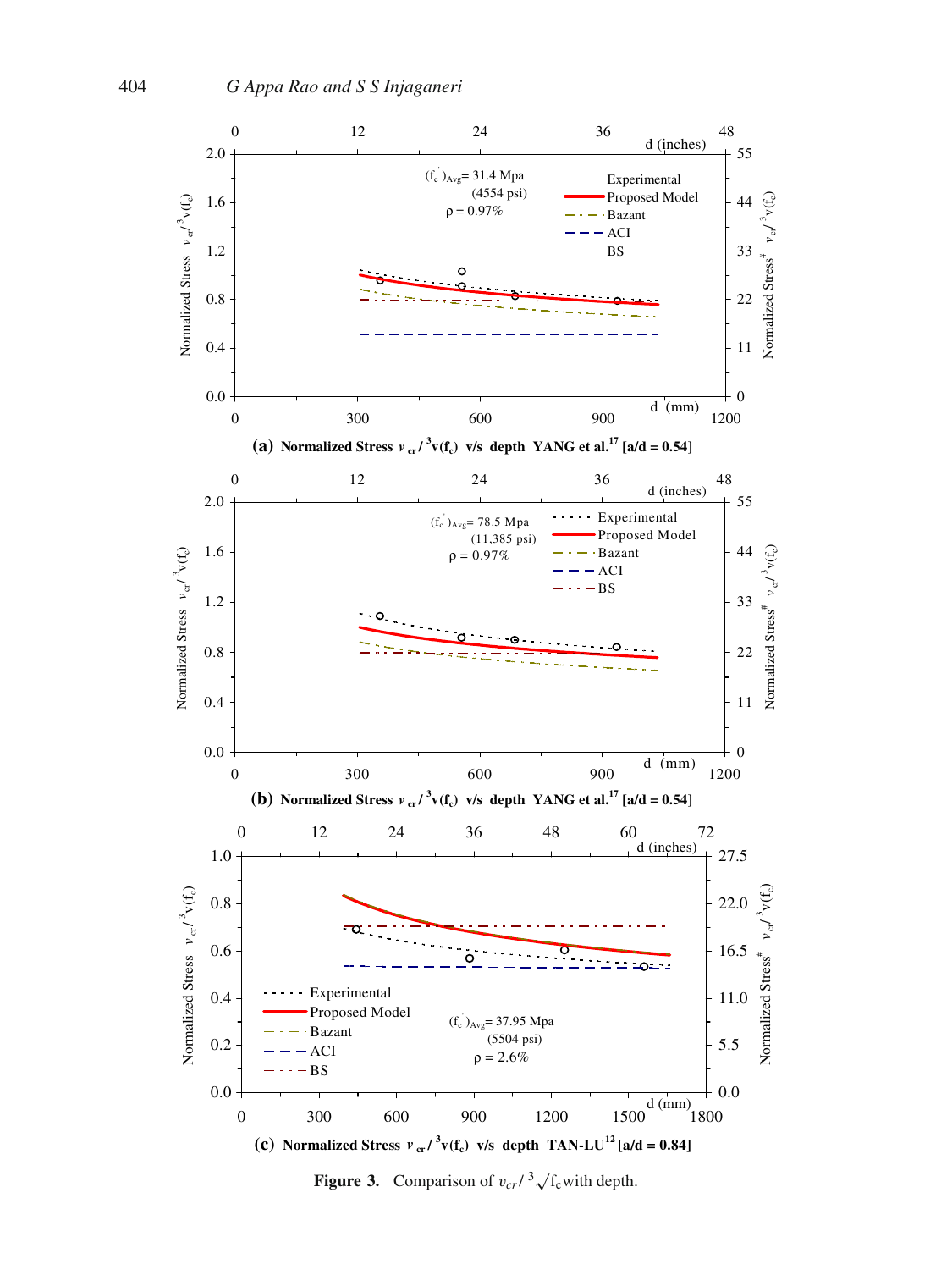**(a)** **Normalized Stress $v_{cr} / \sqrt[3]{f_c}$ v/s depth YANG et al.[17] [a/d = 0.54]**

**(b)** **Normalized Stress $v_{cr} / \sqrt[3]{f_c}$ v/s depth YANG et al.[17] [a/d = 0.54]**

**(c)** **Normalized Stress $v_{cr} / \sqrt[3]{f_c}$ v/s depth TAN-LU[12] [a/d = 0.84]**

**Figure 3.** Comparison of $v_{cr} / \sqrt[3]{f_c}$ with depth.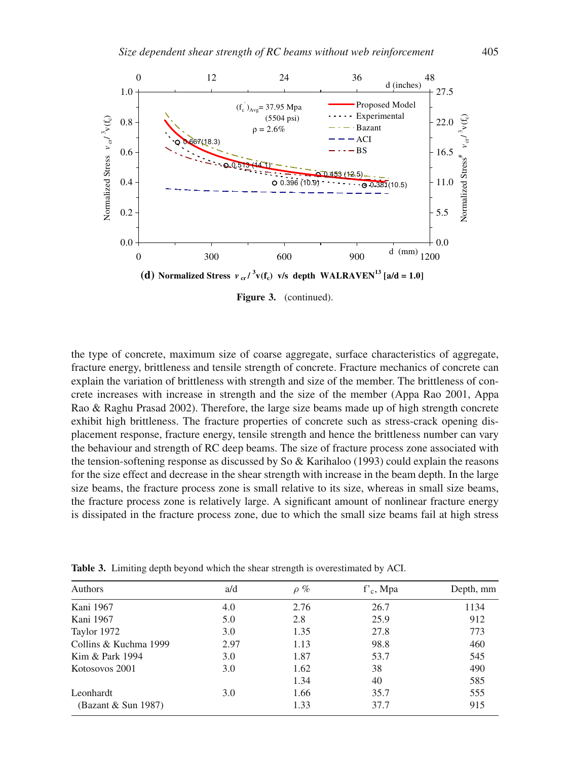**(d)** **Normalized Stress $v_{cr}/\sqrt[3]{f_c}$ v/s depth WALRAVEN[13] [a/d = 1.0]**

**Figure 3.** (continued).

the type of concrete, maximum size of coarse aggregate, surface characteristics of aggregate, fracture energy, brittleness and tensile strength of concrete. Fracture mechanics of concrete can explain the variation of brittleness with strength and size of the member. The brittleness of concrete increases with increase in strength and the size of the member (Appa Rao 2001, Appa Rao & Raghu Prasad 2002). Therefore, the large size beams made up of high strength concrete exhibit high brittleness. The fracture properties of concrete such as stress-crack opening displacement response, fracture energy, tensile strength and hence the brittleness number can vary the behaviour and strength of RC deep beams. The size of fracture process zone associated with the tension-softening response as discussed by So & Karihaloo (1993) could explain the reasons for the size effect and decrease in the shear strength with increase in the beam depth. In the large size beams, the fracture process zone is small relative to its size, whereas in small size beams, the fracture process zone is relatively large. A significant amount of nonlinear fracture energy is dissipated in the fracture process zone, due to which the small size beams fail at high stress

**Table 3.** Limiting depth beyond which the shear strength is overestimated by ACI.

| Authors | a/d | $\rho$ % | $f'_c$, Mpa | Depth, mm |
|---|---|---|---|---|
| Kani 1967 | 4.0 | 2.76 | 26.7 | 1134 |
| Kani 1967 | 5.0 | 2.8 | 25.9 | 912 |
| Taylor 1972 | 3.0 | 1.35 | 27.8 | 773 |
| Collins & Kuchma 1999 | 2.97 | 1.13 | 98.8 | 460 |
| Kim & Park 1994 | 3.0 | 1.87 | 53.7 | 545 |
| Kotosovos 2001 | 3.0 | 1.62 | 38 | 490 |
| | | 1.34 | 40 | 585 |
| Leonhardt | 3.0 | 1.66 | 35.7 | 555 |
| (Bazant & Sun 1987) | | 1.33 | 37.7 | 915 |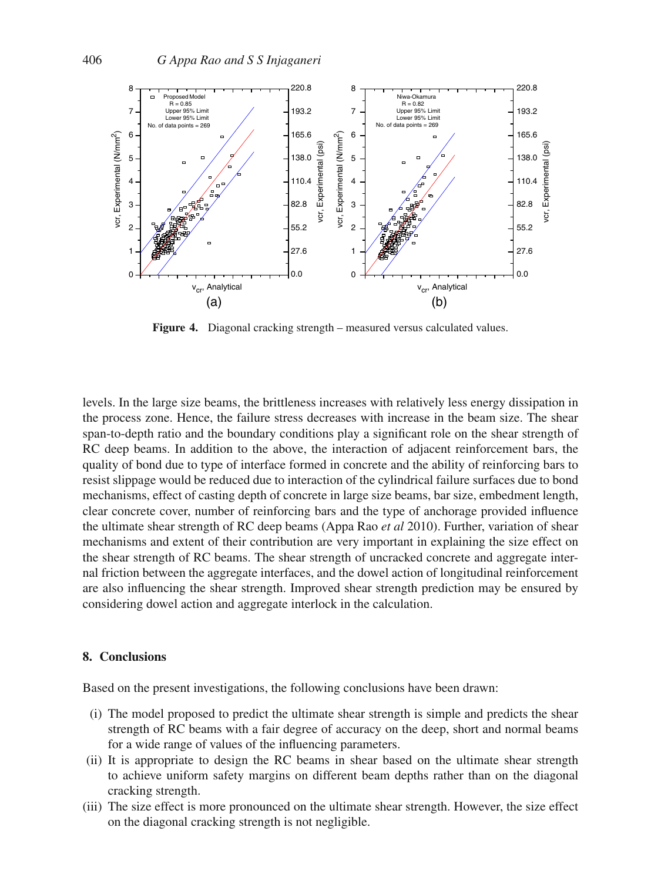**Figure 4.** Diagonal cracking strength – measured versus calculated values.

levels. In the large size beams, the brittleness increases with relatively less energy dissipation in the process zone. Hence, the failure stress decreases with increase in the beam size. The shear span-to-depth ratio and the boundary conditions play a significant role on the shear strength of RC deep beams. In addition to the above, the interaction of adjacent reinforcement bars, the quality of bond due to type of interface formed in concrete and the ability of reinforcing bars to resist slippage would be reduced due to interaction of the cylindrical failure surfaces due to bond mechanisms, effect of casting depth of concrete in large size beams, bar size, embedment length, clear concrete cover, number of reinforcing bars and the type of anchorage provided influence the ultimate shear strength of RC deep beams (Appa Rao *et al* 2010). Further, variation of shear mechanisms and extent of their contribution are very important in explaining the size effect on the shear strength of RC beams. The shear strength of uncracked concrete and aggregate internal friction between the aggregate interfaces, and the dowel action of longitudinal reinforcement are also influencing the shear strength. Improved shear strength prediction may be ensured by considering dowel action and aggregate interlock in the calculation.

## 8. Conclusions

Based on the present investigations, the following conclusions have been drawn:

(i) The model proposed to predict the ultimate shear strength is simple and predicts the shear strength of RC beams with a fair degree of accuracy on the deep, short and normal beams for a wide range of values of the influencing parameters.

(ii) It is appropriate to design the RC beams in shear based on the ultimate shear strength to achieve uniform safety margins on different beam depths rather than on the diagonal cracking strength.

(iii) The size effect is more pronounced on the ultimate shear strength. However, the size effect on the diagonal cracking strength is not negligible.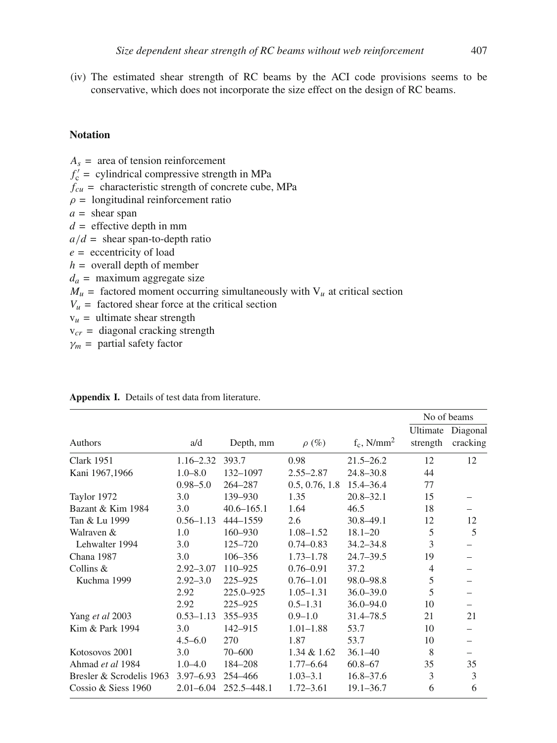(iv) The estimated shear strength of RC beams by the ACI code provisions seems to be conservative, which does not incorporate the size effect on the design of RC beams.

## Notation

$A_s$ = area of tension reinforcement
$f'_c$ = cylindrical compressive strength in MPa
$f_{cu}$ = characteristic strength of concrete cube, MPa
$\rho$ = longitudinal reinforcement ratio
$a$ = shear span
$d$ = effective depth in mm
$a/d$ = shear span-to-depth ratio
$e$ = eccentricity of load
$h$ = overall depth of member
$d_a$ = maximum aggregate size
$M_u$ = factored moment occurring simultaneously with $V_u$ at critical section
$V_u$ = factored shear force at the critical section
$v_u$ = ultimate shear strength
$v_{cr}$ = diagonal cracking strength
$\gamma_m$ = partial safety factor

**Appendix I.** Details of test data from literature.

| Authors | a/d | Depth, mm | $\rho$ (%) | $f_c$, N/mm$^2$ | No of beams | |
|---|---|---|---|---|---|---|
| | | | | | Ultimate strength | Diagonal cracking |
| Clark 1951 | 1.16–2.32 | 393.7 | 0.98 | 21.5–26.2 | 12 | 12 |
| Kani 1967,1966 | 1.0–8.0 | 132–1097 | 2.55–2.87 | 24.8–30.8 | 44 | |
| | 0.98–5.0 | 264–287 | 0.5, 0.76, 1.8 | 15.4–36.4 | 77 | |
| Taylor 1972 | 3.0 | 139–930 | 1.35 | 20.8–32.1 | 15 | – |
| Bazant & Kim 1984 | 3.0 | 40.6–165.1 | 1.64 | 46.5 | 18 | – |
| Tan & Lu 1999 | 0.56–1.13 | 444–1559 | 2.6 | 30.8–49.1 | 12 | 12 |
| Walraven & | 1.0 | 160–930 | 1.08–1.52 | 18.1–20 | 5 | 5 |
| Lehwalter 1994 | 3.0 | 125–720 | 0.74–0.83 | 34.2–34.8 | 3 | – |
| Chana 1987 | 3.0 | 106–356 | 1.73–1.78 | 24.7–39.5 | 19 | – |
| Collins & | 2.92–3.07 | 110–925 | 0.76–0.91 | 37.2 | 4 | – |
| Kuchma 1999 | 2.92–3.0 | 225–925 | 0.76–1.01 | 98.0–98.8 | 5 | – |
| | 2.92 | 225.0–925 | 1.05–1.31 | 36.0–39.0 | 5 | – |
| | 2.92 | 225–925 | 0.5–1.31 | 36.0–94.0 | 10 | – |
| Yang *et al* 2003 | 0.53–1.13 | 355–935 | 0.9–1.0 | 31.4–78.5 | 21 | 21 |
| Kim & Park 1994 | 3.0 | 142–915 | 1.01–1.88 | 53.7 | 10 | – |
| | 4.5–6.0 | 270 | 1.87 | 53.7 | 10 | – |
| Kotosovos 2001 | 3.0 | 70–600 | 1.34 & 1.62 | 36.1–40 | 8 | – |
| Ahmad *et al* 1984 | 1.0–4.0 | 184–208 | 1.77–6.64 | 60.8–67 | 35 | 35 |
| Bresler & Scrodelis 1963 | 3.97–6.93 | 254–466 | 1.03–3.1 | 16.8–37.6 | 3 | 3 |
| Cossio & Siess 1960 | 2.01–6.04 | 252.5–448.1 | 1.72–3.61 | 19.1–36.7 | 6 | 6 |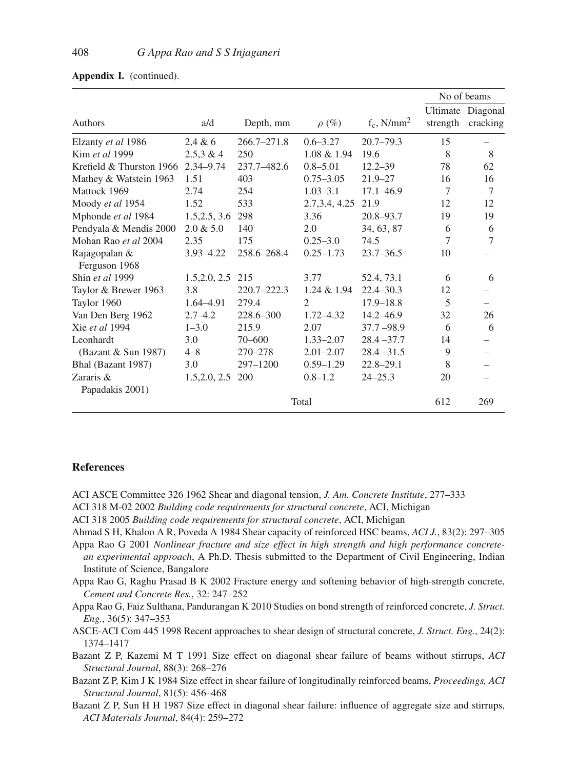**Appendix I.** (continued).

| Authors | a/d | Depth, mm | $\rho$ (%) | $f_c$, N/mm$^2$ | No of beams | |
|---|---|---|---|---|---|---|
| | | | | | Ultimate strength | Diagonal cracking |
| Elzanty *et al* 1986 | 2,4 & 6 | 266.7–271.8 | 0.6–3.27 | 20.7–79.3 | 15 | – |
| Kim *et al* 1999 | 2.5,3 & 4 | 250 | 1.08 & 1.94 | 19.6 | 8 | 8 |
| Krefield & Thurston 1966 | 2.34–9.74 | 237.7–482.6 | 0.8–5.01 | 12.2–39 | 78 | 62 |
| Mathey & Watstein 1963 | 1.51 | 403 | 0.75–3.05 | 21.9–27 | 16 | 16 |
| Mattock 1969 | 2.74 | 254 | 1.03–3.1 | 17.1–46.9 | 7 | 7 |
| Moody *et al* 1954 | 1.52 | 533 | 2.7,3.4, 4.25 | 21.9 | 12 | 12 |
| Mphonde *et al* 1984 | 1.5,2.5, 3.6 | 298 | 3.36 | 20.8–93.7 | 19 | 19 |
| Pendyala & Mendis 2000 | 2.0 & 5.0 | 140 | 2.0 | 34, 63, 87 | 6 | 6 |
| Mohan Rao *et al* 2004 | 2.35 | 175 | 0.25–3.0 | 74.5 | 7 | 7 |
| Rajagopalan & Ferguson 1968 | 3.93–4.22 | 258.6–268.4 | 0.25–1.73 | 23.7–36.5 | 10 | – |
| Shin *et al* 1999 | 1.5,2.0, 2.5 | 215 | 3.77 | 52.4, 73.1 | 6 | 6 |
| Taylor & Brewer 1963 | 3.8 | 220.7–222.3 | 1.24 & 1.94 | 22.4–30.3 | 12 | – |
| Taylor 1960 | 1.64–4.91 | 279.4 | 2 | 17.9–18.8 | 5 | – |
| Van Den Berg 1962 | 2.7–4.2 | 228.6–300 | 1.72–4.32 | 14.2–46.9 | 32 | 26 |
| Xie *et al* 1994 | 1–3.0 | 215.9 | 2.07 | 37.7 –98.9 | 6 | 6 |
| Leonhardt | 3.0 | 70–600 | 1.33–2.07 | 28.4 –37.7 | 14 | – |
| (Bazant & Sun 1987) | 4–8 | 270–278 | 2.01–2.07 | 28.4 –31.5 | 9 | – |
| Bhal (Bazant 1987) | 3.0 | 297–1200 | 0.59–1.29 | 22.8–29.1 | 8 | – |
| Zararis & Papadakis 2001) | 1.5,2.0, 2.5 | 200 | 0.8–1.2 | 24–25.3 | 20 | – |
| | | | Total | | 612 | 269 |

## References

ACI ASCE Committee 326 1962 Shear and diagonal tension, *J. Am. Concrete Institute*, 277–333

ACI 318 M-02 2002 *Building code requirements for structural concrete*, ACI, Michigan

ACI 318 2005 *Building code requirements for structural concrete*, ACI, Michigan

Ahmad S H, Khaloo A R, Poveda A 1984 Shear capacity of reinforced HSC beams, *ACI J.*, 83(2): 297–305

Appa Rao G 2001 *Nonlinear fracture and size effect in high strength and high performance concrete-an experimental approach*, A Ph.D. Thesis submitted to the Department of Civil Engineering, Indian Institute of Science, Bangalore

Appa Rao G, Raghu Prasad B K 2002 Fracture energy and softening behavior of high-strength concrete, *Cement and Concrete Res.*, 32: 247–252

Appa Rao G, Faiz Sulthana, Pandurangan K 2010 Studies on bond strength of reinforced concrete, *J. Struct. Eng.*, 36(5): 347–353

ASCE-ACI Com 445 1998 Recent approaches to shear design of structural concrete, *J. Struct. Eng.*, 24(2): 1374–1417

Bazant Z P, Kazemi M T 1991 Size effect on diagonal shear failure of beams without stirrups, *ACI Structural Journal*, 88(3): 268–276

Bazant Z P, Kim J K 1984 Size effect in shear failure of longitudinally reinforced beams, *Proceedings, ACI Structural Journal*, 81(5): 456–468

Bazant Z P, Sun H H 1987 Size effect in diagonal shear failure: influence of aggregate size and stirrups, *ACI Materials Journal*, 84(4): 259–272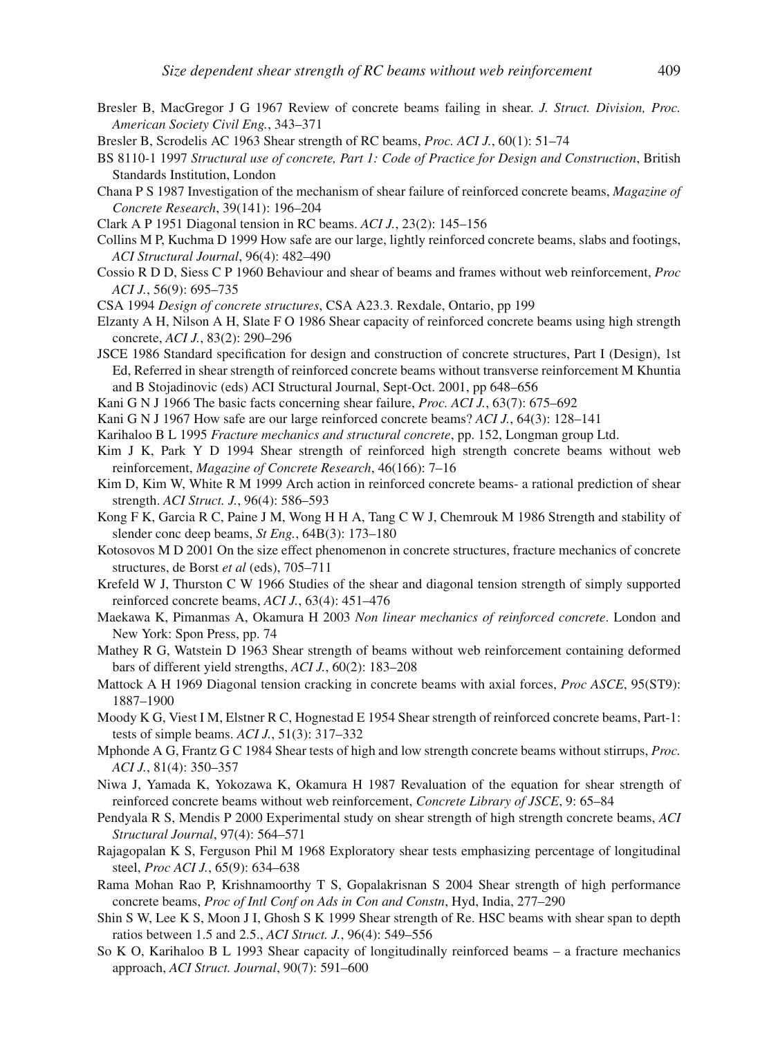Bresler B, MacGregor J G 1967 Review of concrete beams failing in shear. *J. Struct. Division, Proc. American Society Civil Eng.*, 343–371

Bresler B, Scrodelis AC 1963 Shear strength of RC beams, *Proc. ACI J.*, 60(1): 51–74

BS 8110-1 1997 *Structural use of concrete, Part 1: Code of Practice for Design and Construction*, British Standards Institution, London

Chana P S 1987 Investigation of the mechanism of shear failure of reinforced concrete beams, *Magazine of Concrete Research*, 39(141): 196–204

Clark A P 1951 Diagonal tension in RC beams. *ACI J.*, 23(2): 145–156

Collins M P, Kuchma D 1999 How safe are our large, lightly reinforced concrete beams, slabs and footings, *ACI Structural Journal*, 96(4): 482–490

Cossio R D D, Siess C P 1960 Behaviour and shear of beams and frames without web reinforcement, *Proc ACI J.*, 56(9): 695–735

CSA 1994 *Design of concrete structures*, CSA A23.3. Rexdale, Ontario, pp 199

Elzanty A H, Nilson A H, Slate F O 1986 Shear capacity of reinforced concrete beams using high strength concrete, *ACI J.*, 83(2): 290–296

JSCE 1986 Standard specification for design and construction of concrete structures, Part I (Design), 1st Ed, Referred in shear strength of reinforced concrete beams without transverse reinforcement M Khuntia and B Stojadinovic (eds) ACI Structural Journal, Sept-Oct. 2001, pp 648–656

Kani G N J 1966 The basic facts concerning shear failure, *Proc. ACI J.*, 63(7): 675–692

Kani G N J 1967 How safe are our large reinforced concrete beams? *ACI J.*, 64(3): 128–141

Karihaloo B L 1995 *Fracture mechanics and structural concrete*, pp. 152, Longman group Ltd.

Kim J K, Park Y D 1994 Shear strength of reinforced high strength concrete beams without web reinforcement, *Magazine of Concrete Research*, 46(166): 7–16

Kim D, Kim W, White R M 1999 Arch action in reinforced concrete beams- a rational prediction of shear strength. *ACI Struct. J.*, 96(4): 586–593

Kong F K, Garcia R C, Paine J M, Wong H H A, Tang C W J, Chemrouk M 1986 Strength and stability of slender conc deep beams, *St Eng.*, 64B(3): 173–180

Kotosovos M D 2001 On the size effect phenomenon in concrete structures, fracture mechanics of concrete structures, de Borst *et al* (eds), 705–711

Krefeld W J, Thurston C W 1966 Studies of the shear and diagonal tension strength of simply supported reinforced concrete beams, *ACI J.*, 63(4): 451–476

Maekawa K, Pimanmas A, Okamura H 2003 *Non linear mechanics of reinforced concrete*. London and New York: Spon Press, pp. 74

Mathey R G, Watstein D 1963 Shear strength of beams without web reinforcement containing deformed bars of different yield strengths, *ACI J.*, 60(2): 183–208

Mattock A H 1969 Diagonal tension cracking in concrete beams with axial forces, *Proc ASCE*, 95(ST9): 1887–1900

Moody K G, Viest I M, Elstner R C, Hognestad E 1954 Shear strength of reinforced concrete beams, Part-1: tests of simple beams. *ACI J.*, 51(3): 317–332

Mphonde A G, Frantz G C 1984 Shear tests of high and low strength concrete beams without stirrups, *Proc. ACI J.*, 81(4): 350–357

Niwa J, Yamada K, Yokozawa K, Okamura H 1987 Revaluation of the equation for shear strength of reinforced concrete beams without web reinforcement, *Concrete Library of JSCE*, 9: 65–84

Pendyala R S, Mendis P 2000 Experimental study on shear strength of high strength concrete beams, *ACI Structural Journal*, 97(4): 564–571

Rajagopalan K S, Ferguson Phil M 1968 Exploratory shear tests emphasizing percentage of longitudinal steel, *Proc ACI J.*, 65(9): 634–638

Rama Mohan Rao P, Krishnamoorthy T S, Gopalakrisnan S 2004 Shear strength of high performance concrete beams, *Proc of Intl Conf on Ads in Con and Constn*, Hyd, India, 277–290

Shin S W, Lee K S, Moon J I, Ghosh S K 1999 Shear strength of Re. HSC beams with shear span to depth ratios between 1.5 and 2.5., *ACI Struct. J.*, 96(4): 549–556

So K O, Karihaloo B L 1993 Shear capacity of longitudinally reinforced beams – a fracture mechanics approach, *ACI Struct. Journal*, 90(7): 591–600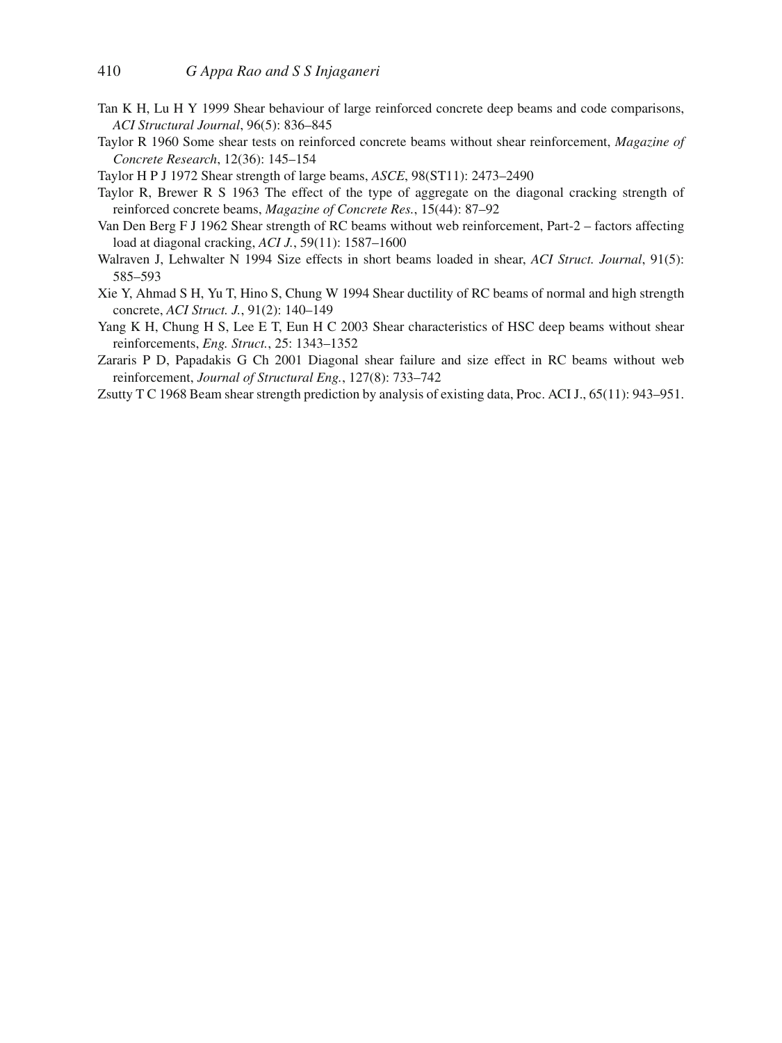Tan K H, Lu H Y 1999 Shear behaviour of large reinforced concrete deep beams and code comparisons, *ACI Structural Journal*, 96(5): 836–845

Taylor R 1960 Some shear tests on reinforced concrete beams without shear reinforcement, *Magazine of Concrete Research*, 12(36): 145–154

Taylor H P J 1972 Shear strength of large beams, *ASCE*, 98(ST11): 2473–2490

Taylor R, Brewer R S 1963 The effect of the type of aggregate on the diagonal cracking strength of reinforced concrete beams, *Magazine of Concrete Res.*, 15(44): 87–92

Van Den Berg F J 1962 Shear strength of RC beams without web reinforcement, Part-2 – factors affecting load at diagonal cracking, *ACI J.*, 59(11): 1587–1600

Walraven J, Lehwalter N 1994 Size effects in short beams loaded in shear, *ACI Struct. Journal*, 91(5): 585–593

Xie Y, Ahmad S H, Yu T, Hino S, Chung W 1994 Shear ductility of RC beams of normal and high strength concrete, *ACI Struct. J.*, 91(2): 140–149

Yang K H, Chung H S, Lee E T, Eun H C 2003 Shear characteristics of HSC deep beams without shear reinforcements, *Eng. Struct.*, 25: 1343–1352

Zararis P D, Papadakis G Ch 2001 Diagonal shear failure and size effect in RC beams without web reinforcement, *Journal of Structural Eng.*, 127(8): 733–742

Zsutty T C 1968 Beam shear strength prediction by analysis of existing data, Proc. ACI J., 65(11): 943–951.